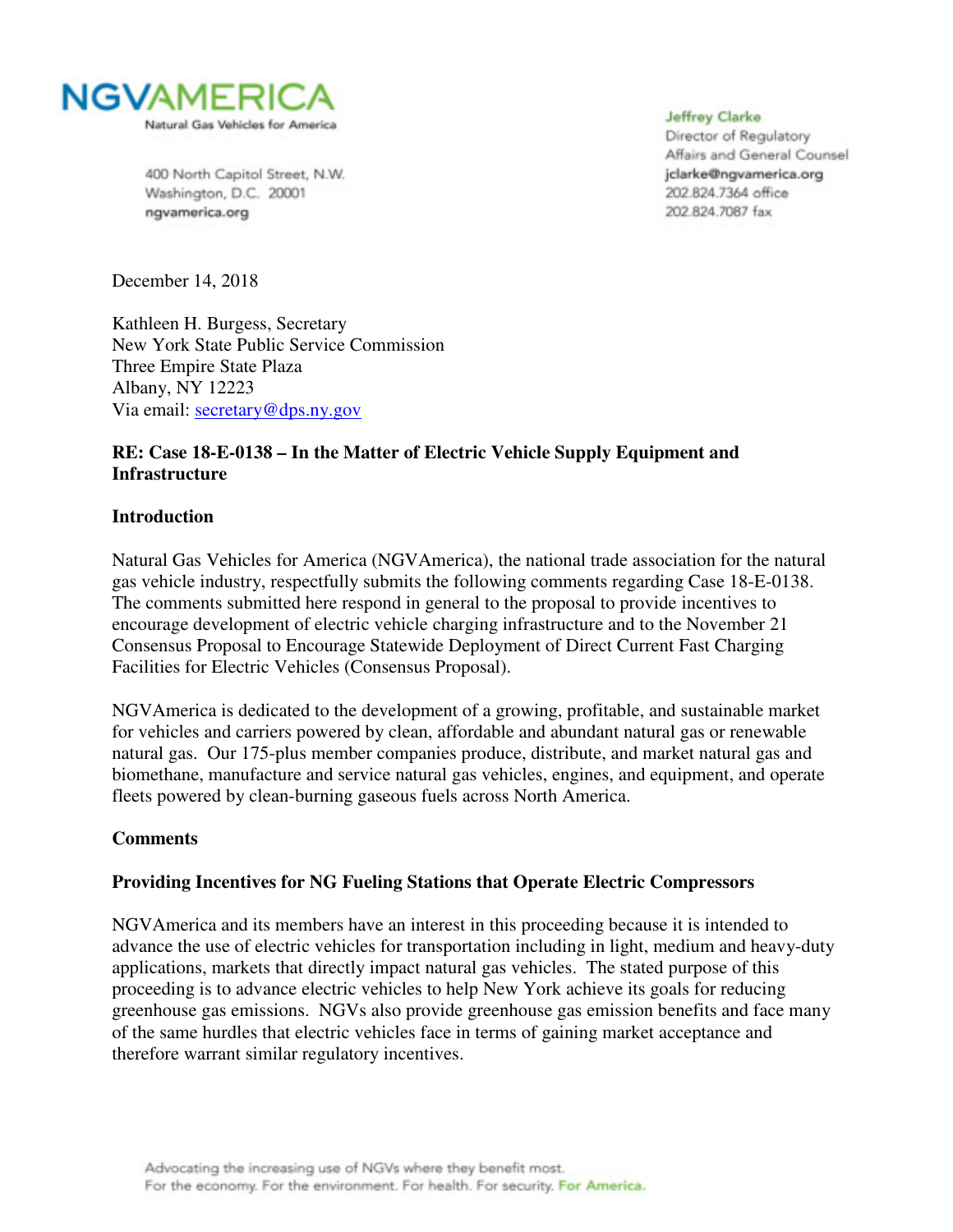**NGVAMERICA**
Natural Gas Vehicles for America

400 North Capitol Street, N.W.
Washington, D.C. 20001
ngvamerica.org

Jeffrey Clarke
Director of Regulatory Affairs and General Counsel
jclarke@ngvamerica.org
202.824.7364 office
202.824.7087 fax

December 14, 2018

Kathleen H. Burgess, Secretary
New York State Public Service Commission
Three Empire State Plaza
Albany, NY 12223
Via email: secretary@dps.ny.gov

**RE: Case 18-E-0138 – In the Matter of Electric Vehicle Supply Equipment and Infrastructure**

## Introduction

Natural Gas Vehicles for America (NGVAmerica), the national trade association for the natural gas vehicle industry, respectfully submits the following comments regarding Case 18-E-0138. The comments submitted here respond in general to the proposal to provide incentives to encourage development of electric vehicle charging infrastructure and to the November 21 Consensus Proposal to Encourage Statewide Deployment of Direct Current Fast Charging Facilities for Electric Vehicles (Consensus Proposal).

NGVAmerica is dedicated to the development of a growing, profitable, and sustainable market for vehicles and carriers powered by clean, affordable and abundant natural gas or renewable natural gas. Our 175-plus member companies produce, distribute, and market natural gas and biomethane, manufacture and service natural gas vehicles, engines, and equipment, and operate fleets powered by clean-burning gaseous fuels across North America.

## Comments

### Providing Incentives for NG Fueling Stations that Operate Electric Compressors

NGVAmerica and its members have an interest in this proceeding because it is intended to advance the use of electric vehicles for transportation including in light, medium and heavy-duty applications, markets that directly impact natural gas vehicles. The stated purpose of this proceeding is to advance electric vehicles to help New York achieve its goals for reducing greenhouse gas emissions. NGVs also provide greenhouse gas emission benefits and face many of the same hurdles that electric vehicles face in terms of gaining market acceptance and therefore warrant similar regulatory incentives.

Advocating the increasing use of NGVs where they benefit most.
For the economy. For the environment. For health. For security. For America.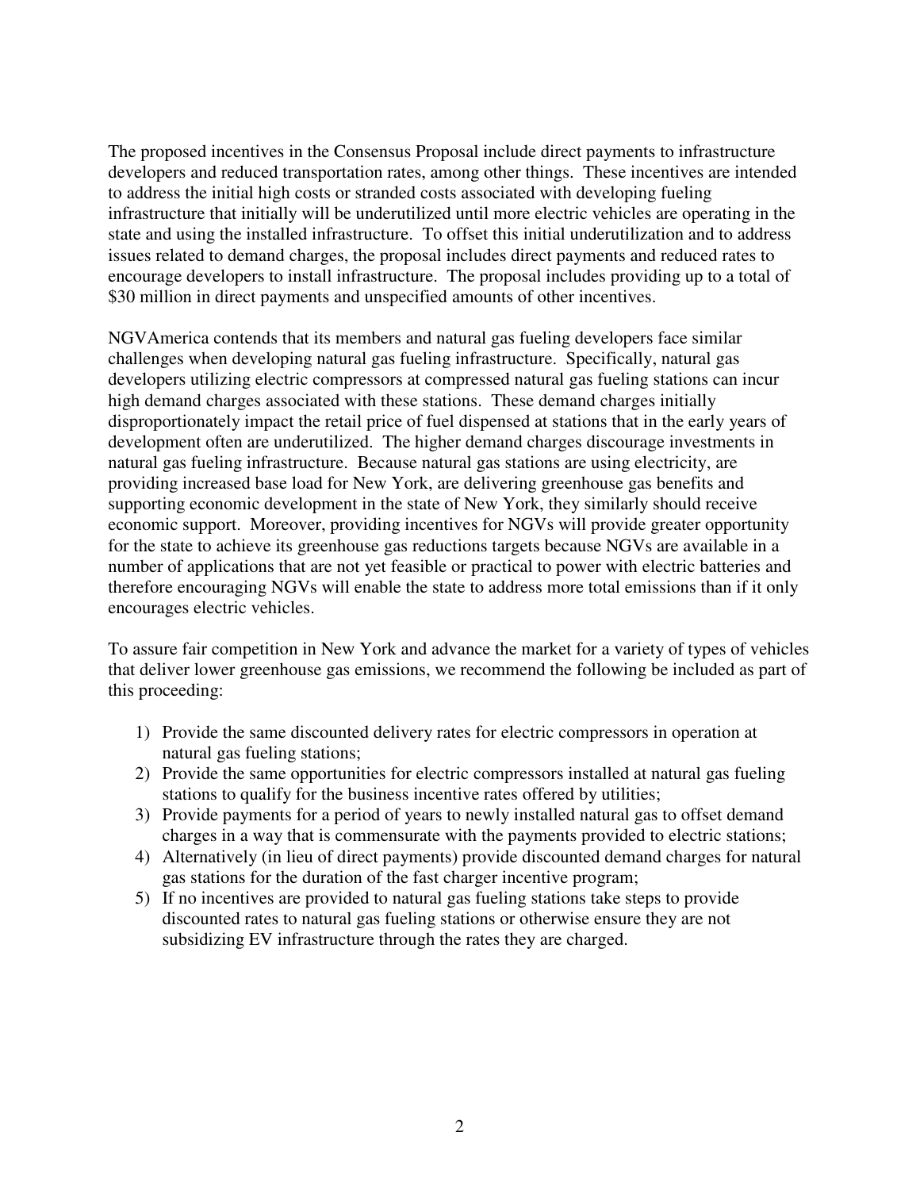The proposed incentives in the Consensus Proposal include direct payments to infrastructure developers and reduced transportation rates, among other things. These incentives are intended to address the initial high costs or stranded costs associated with developing fueling infrastructure that initially will be underutilized until more electric vehicles are operating in the state and using the installed infrastructure. To offset this initial underutilization and to address issues related to demand charges, the proposal includes direct payments and reduced rates to encourage developers to install infrastructure. The proposal includes providing up to a total of $30 million in direct payments and unspecified amounts of other incentives.

NGVAmerica contends that its members and natural gas fueling developers face similar challenges when developing natural gas fueling infrastructure. Specifically, natural gas developers utilizing electric compressors at compressed natural gas fueling stations can incur high demand charges associated with these stations. These demand charges initially disproportionately impact the retail price of fuel dispensed at stations that in the early years of development often are underutilized. The higher demand charges discourage investments in natural gas fueling infrastructure. Because natural gas stations are using electricity, are providing increased base load for New York, are delivering greenhouse gas benefits and supporting economic development in the state of New York, they similarly should receive economic support. Moreover, providing incentives for NGVs will provide greater opportunity for the state to achieve its greenhouse gas reductions targets because NGVs are available in a number of applications that are not yet feasible or practical to power with electric batteries and therefore encouraging NGVs will enable the state to address more total emissions than if it only encourages electric vehicles.

To assure fair competition in New York and advance the market for a variety of types of vehicles that deliver lower greenhouse gas emissions, we recommend the following be included as part of this proceeding:

1) Provide the same discounted delivery rates for electric compressors in operation at natural gas fueling stations;
2) Provide the same opportunities for electric compressors installed at natural gas fueling stations to qualify for the business incentive rates offered by utilities;
3) Provide payments for a period of years to newly installed natural gas to offset demand charges in a way that is commensurate with the payments provided to electric stations;
4) Alternatively (in lieu of direct payments) provide discounted demand charges for natural gas stations for the duration of the fast charger incentive program;
5) If no incentives are provided to natural gas fueling stations take steps to provide discounted rates to natural gas fueling stations or otherwise ensure they are not subsidizing EV infrastructure through the rates they are charged.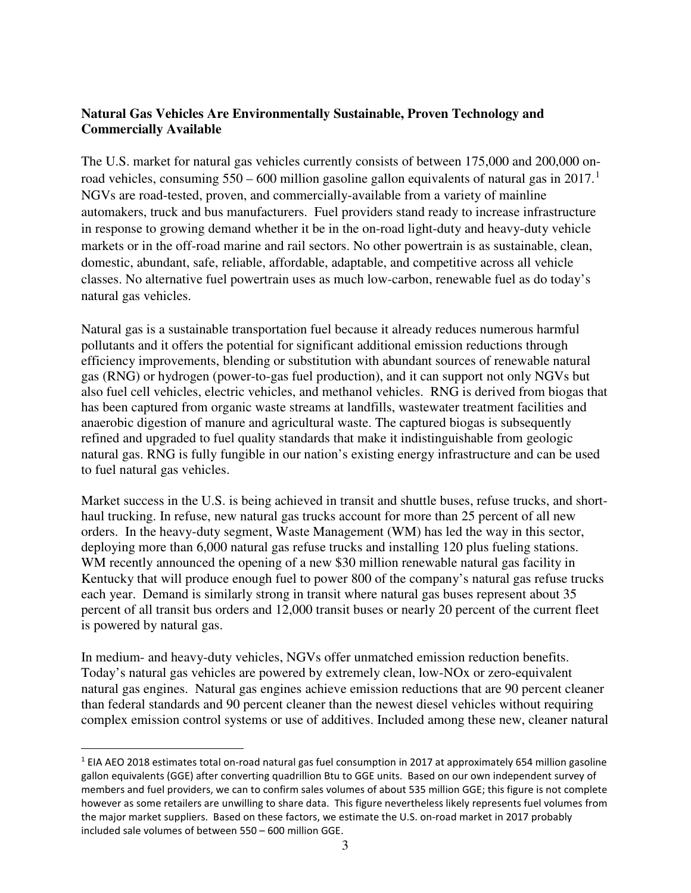**Natural Gas Vehicles Are Environmentally Sustainable, Proven Technology and Commercially Available**

The U.S. market for natural gas vehicles currently consists of between 175,000 and 200,000 on-road vehicles, consuming 550 – 600 million gasoline gallon equivalents of natural gas in 2017.[1] NGVs are road-tested, proven, and commercially-available from a variety of mainline automakers, truck and bus manufacturers. Fuel providers stand ready to increase infrastructure in response to growing demand whether it be in the on-road light-duty and heavy-duty vehicle markets or in the off-road marine and rail sectors. No other powertrain is as sustainable, clean, domestic, abundant, safe, reliable, affordable, adaptable, and competitive across all vehicle classes. No alternative fuel powertrain uses as much low-carbon, renewable fuel as do today's natural gas vehicles.

Natural gas is a sustainable transportation fuel because it already reduces numerous harmful pollutants and it offers the potential for significant additional emission reductions through efficiency improvements, blending or substitution with abundant sources of renewable natural gas (RNG) or hydrogen (power-to-gas fuel production), and it can support not only NGVs but also fuel cell vehicles, electric vehicles, and methanol vehicles. RNG is derived from biogas that has been captured from organic waste streams at landfills, wastewater treatment facilities and anaerobic digestion of manure and agricultural waste. The captured biogas is subsequently refined and upgraded to fuel quality standards that make it indistinguishable from geologic natural gas. RNG is fully fungible in our nation's existing energy infrastructure and can be used to fuel natural gas vehicles.

Market success in the U.S. is being achieved in transit and shuttle buses, refuse trucks, and short-haul trucking. In refuse, new natural gas trucks account for more than 25 percent of all new orders. In the heavy-duty segment, Waste Management (WM) has led the way in this sector, deploying more than 6,000 natural gas refuse trucks and installing 120 plus fueling stations. WM recently announced the opening of a new $30 million renewable natural gas facility in Kentucky that will produce enough fuel to power 800 of the company's natural gas refuse trucks each year. Demand is similarly strong in transit where natural gas buses represent about 35 percent of all transit bus orders and 12,000 transit buses or nearly 20 percent of the current fleet is powered by natural gas.

In medium- and heavy-duty vehicles, NGVs offer unmatched emission reduction benefits. Today's natural gas vehicles are powered by extremely clean, low-NOx or zero-equivalent natural gas engines. Natural gas engines achieve emission reductions that are 90 percent cleaner than federal standards and 90 percent cleaner than the newest diesel vehicles without requiring complex emission control systems or use of additives. Included among these new, cleaner natural

---

[1] EIA AEO 2018 estimates total on-road natural gas fuel consumption in 2017 at approximately 654 million gasoline gallon equivalents (GGE) after converting quadrillion Btu to GGE units. Based on our own independent survey of members and fuel providers, we can to confirm sales volumes of about 535 million GGE; this figure is not complete however as some retailers are unwilling to share data. This figure nevertheless likely represents fuel volumes from the major market suppliers. Based on these factors, we estimate the U.S. on-road market in 2017 probably included sale volumes of between 550 – 600 million GGE.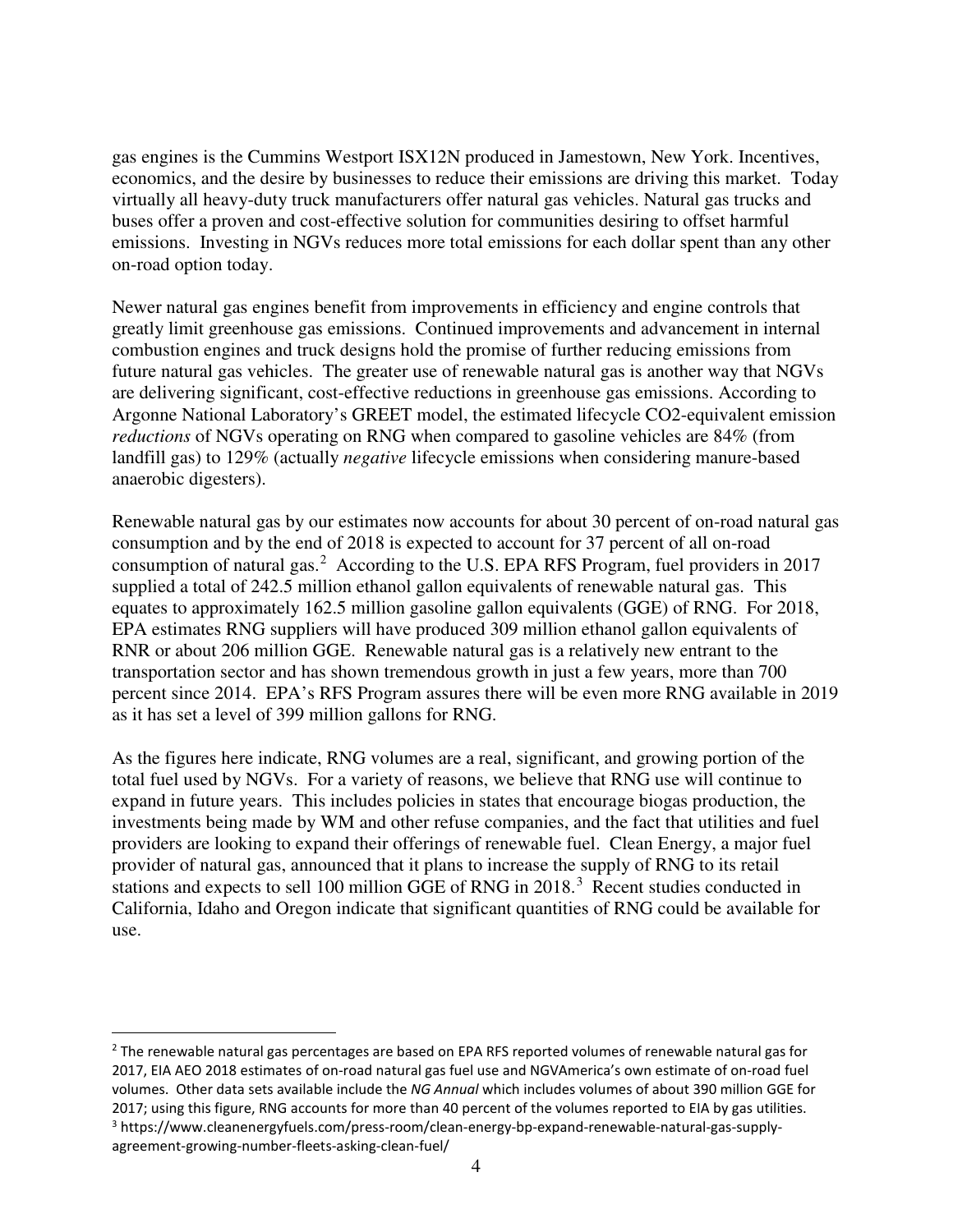gas engines is the Cummins Westport ISX12N produced in Jamestown, New York. Incentives, economics, and the desire by businesses to reduce their emissions are driving this market. Today virtually all heavy-duty truck manufacturers offer natural gas vehicles. Natural gas trucks and buses offer a proven and cost-effective solution for communities desiring to offset harmful emissions. Investing in NGVs reduces more total emissions for each dollar spent than any other on-road option today.

Newer natural gas engines benefit from improvements in efficiency and engine controls that greatly limit greenhouse gas emissions. Continued improvements and advancement in internal combustion engines and truck designs hold the promise of further reducing emissions from future natural gas vehicles. The greater use of renewable natural gas is another way that NGVs are delivering significant, cost-effective reductions in greenhouse gas emissions. According to Argonne National Laboratory's GREET model, the estimated lifecycle $CO_2$-equivalent emission *reductions* of NGVs operating on RNG when compared to gasoline vehicles are 84% (from landfill gas) to 129% (actually *negative* lifecycle emissions when considering manure-based anaerobic digesters).

Renewable natural gas by our estimates now accounts for about 30 percent of on-road natural gas consumption and by the end of 2018 is expected to account for 37 percent of all on-road consumption of natural gas.[2] According to the U.S. EPA RFS Program, fuel providers in 2017 supplied a total of 242.5 million ethanol gallon equivalents of renewable natural gas. This equates to approximately 162.5 million gasoline gallon equivalents (GGE) of RNG. For 2018, EPA estimates RNG suppliers will have produced 309 million ethanol gallon equivalents of RNR or about 206 million GGE. Renewable natural gas is a relatively new entrant to the transportation sector and has shown tremendous growth in just a few years, more than 700 percent since 2014. EPA's RFS Program assures there will be even more RNG available in 2019 as it has set a level of 399 million gallons for RNG.

As the figures here indicate, RNG volumes are a real, significant, and growing portion of the total fuel used by NGVs. For a variety of reasons, we believe that RNG use will continue to expand in future years. This includes policies in states that encourage biogas production, the investments being made by WM and other refuse companies, and the fact that utilities and fuel providers are looking to expand their offerings of renewable fuel. Clean Energy, a major fuel provider of natural gas, announced that it plans to increase the supply of RNG to its retail stations and expects to sell 100 million GGE of RNG in 2018.[3] Recent studies conducted in California, Idaho and Oregon indicate that significant quantities of RNG could be available for use.

---

[2] The renewable natural gas percentages are based on EPA RFS reported volumes of renewable natural gas for 2017, EIA AEO 2018 estimates of on-road natural gas fuel use and NGVAmerica's own estimate of on-road fuel volumes. Other data sets available include the *NG Annual* which includes volumes of about 390 million GGE for 2017; using this figure, RNG accounts for more than 40 percent of the volumes reported to EIA by gas utilities.

[3] https://www.cleanenergyfuels.com/press-room/clean-energy-bp-expand-renewable-natural-gas-supply-agreement-growing-number-fleets-asking-clean-fuel/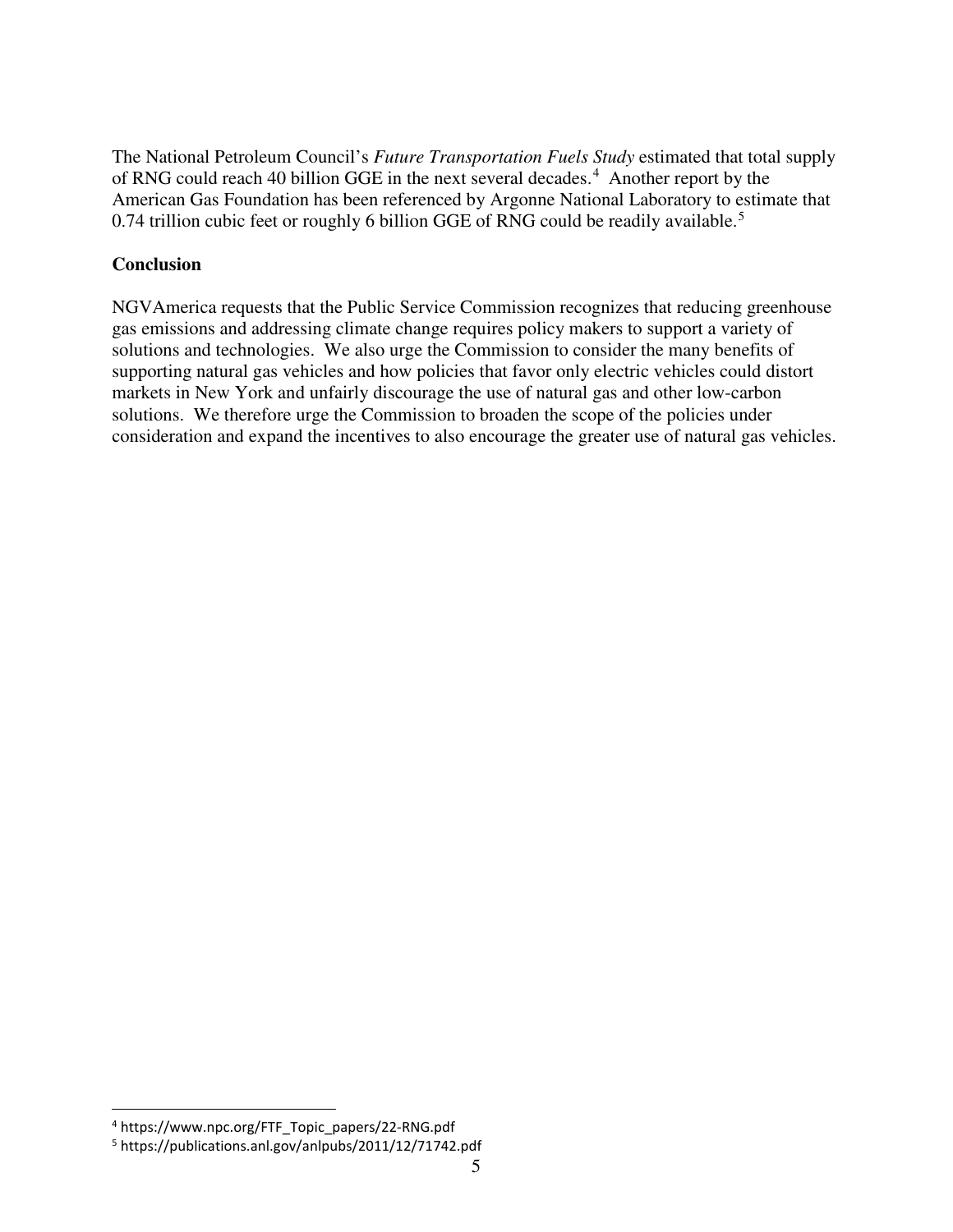The National Petroleum Council's *Future Transportation Fuels Study* estimated that total supply of RNG could reach 40 billion GGE in the next several decades.[4] Another report by the American Gas Foundation has been referenced by Argonne National Laboratory to estimate that 0.74 trillion cubic feet or roughly 6 billion GGE of RNG could be readily available.[5]

**Conclusion**

NGVAmerica requests that the Public Service Commission recognizes that reducing greenhouse gas emissions and addressing climate change requires policy makers to support a variety of solutions and technologies. We also urge the Commission to consider the many benefits of supporting natural gas vehicles and how policies that favor only electric vehicles could distort markets in New York and unfairly discourage the use of natural gas and other low-carbon solutions. We therefore urge the Commission to broaden the scope of the policies under consideration and expand the incentives to also encourage the greater use of natural gas vehicles.

[4] https://www.npc.org/FTF_Topic_papers/22-RNG.pdf

[5] https://publications.anl.gov/anlpubs/2011/12/71742.pdf